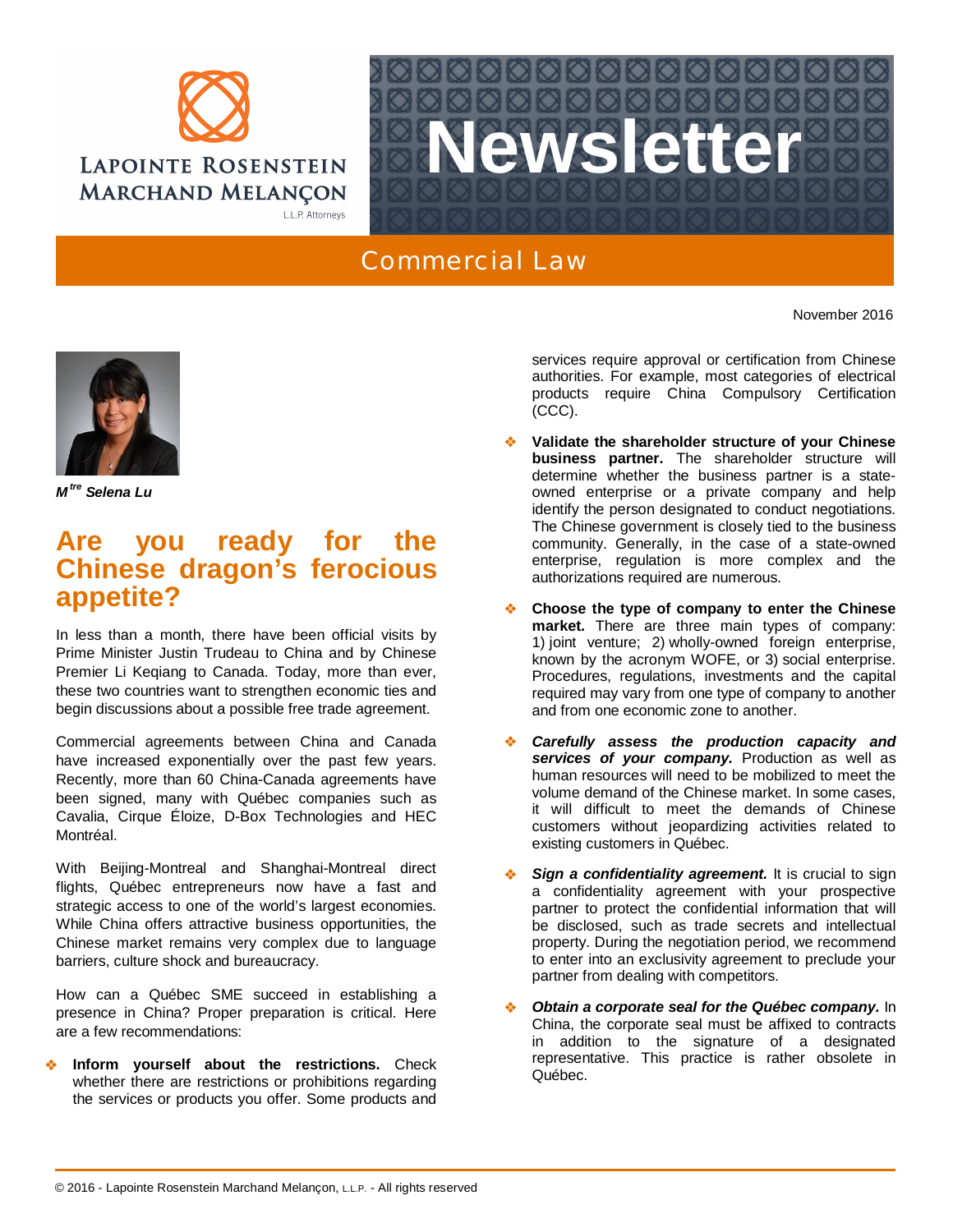# Newsletter

## Commercial Law

November 2016

***M[tre] Selena Lu***

## Are you ready for the Chinese dragon's ferocious appetite?

In less than a month, there have been official visits by Prime Minister Justin Trudeau to China and by Chinese Premier Li Keqiang to Canada. Today, more than ever, these two countries want to strengthen economic ties and begin discussions about a possible free trade agreement.

Commercial agreements between China and Canada have increased exponentially over the past few years. Recently, more than 60 China-Canada agreements have been signed, many with Québec companies such as Cavalia, Cirque Éloize, D-Box Technologies and HEC Montréal.

With Beijing-Montreal and Shanghai-Montreal direct flights, Québec entrepreneurs now have a fast and strategic access to one of the world's largest economies. While China offers attractive business opportunities, the Chinese market remains very complex due to language barriers, culture shock and bureaucracy.

How can a Québec SME succeed in establishing a presence in China? Proper preparation is critical. Here are a few recommendations:

- **Inform yourself about the restrictions.** Check whether there are restrictions or prohibitions regarding the services or products you offer. Some products and services require approval or certification from Chinese authorities. For example, most categories of electrical products require China Compulsory Certification (CCC).

- **Validate the shareholder structure of your Chinese business partner.** The shareholder structure will determine whether the business partner is a state-owned enterprise or a private company and help identify the person designated to conduct negotiations. The Chinese government is closely tied to the business community. Generally, in the case of a state-owned enterprise, regulation is more complex and the authorizations required are numerous.

- **Choose the type of company to enter the Chinese market.** There are three main types of company: 1) joint venture; 2) wholly-owned foreign enterprise, known by the acronym WOFE, or 3) social enterprise. Procedures, regulations, investments and the capital required may vary from one type of company to another and from one economic zone to another.

- ***Carefully assess the production capacity and services of your company.*** Production as well as human resources will need to be mobilized to meet the volume demand of the Chinese market. In some cases, it will difficult to meet the demands of Chinese customers without jeopardizing activities related to existing customers in Québec.

- ***Sign a confidentiality agreement.*** It is crucial to sign a confidentiality agreement with your prospective partner to protect the confidential information that will be disclosed, such as trade secrets and intellectual property. During the negotiation period, we recommend to enter into an exclusivity agreement to preclude your partner from dealing with competitors.

- ***Obtain a corporate seal for the Québec company.*** In China, the corporate seal must be affixed to contracts in addition to the signature of a designated representative. This practice is rather obsolete in Québec.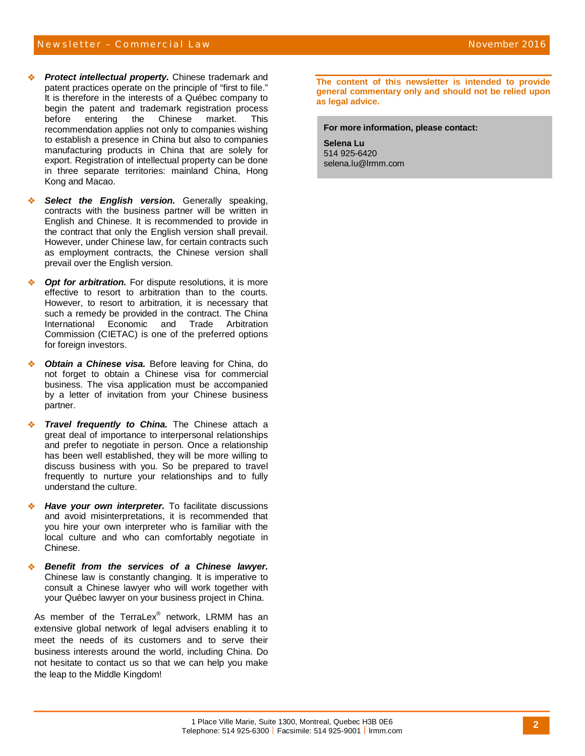- ***Protect intellectual property.*** Chinese trademark and patent practices operate on the principle of "first to file." It is therefore in the interests of a Québec company to begin the patent and trademark registration process before entering the Chinese market. This recommendation applies not only to companies wishing to establish a presence in China but also to companies manufacturing products in China that are solely for export. Registration of intellectual property can be done in three separate territories: mainland China, Hong Kong and Macao.

- ***Select the English version.*** Generally speaking, contracts with the business partner will be written in English and Chinese. It is recommended to provide in the contract that only the English version shall prevail. However, under Chinese law, for certain contracts such as employment contracts, the Chinese version shall prevail over the English version.

- ***Opt for arbitration.*** For dispute resolutions, it is more effective to resort to arbitration than to the courts. However, to resort to arbitration, it is necessary that such a remedy be provided in the contract. The China International Economic and Trade Arbitration Commission (CIETAC) is one of the preferred options for foreign investors.

- ***Obtain a Chinese visa.*** Before leaving for China, do not forget to obtain a Chinese visa for commercial business. The visa application must be accompanied by a letter of invitation from your Chinese business partner.

- ***Travel frequently to China.*** The Chinese attach a great deal of importance to interpersonal relationships and prefer to negotiate in person. Once a relationship has been well established, they will be more willing to discuss business with you. So be prepared to travel frequently to nurture your relationships and to fully understand the culture.

- ***Have your own interpreter.*** To facilitate discussions and avoid misinterpretations, it is recommended that you hire your own interpreter who is familiar with the local culture and who can comfortably negotiate in Chinese.

- ***Benefit from the services of a Chinese lawyer.*** Chinese law is constantly changing. It is imperative to consult a Chinese lawyer who will work together with your Québec lawyer on your business project in China.

As member of the TerraLex® network, LRMM has an extensive global network of legal advisers enabling it to meet the needs of its customers and to serve their business interests around the world, including China. Do not hesitate to contact us so that we can help you make the leap to the Middle Kingdom!

**The content of this newsletter is intended to provide general commentary only and should not be relied upon as legal advice.**

**For more information, please contact:**

**Selena Lu**
514 925-6420
selena.lu@lrmm.com

1 Place Ville Marie, Suite 1300, Montreal, Quebec H3B 0E6
Telephone: 514 925-6300 | Facsimile: 514 925-9001 | lrmm.com